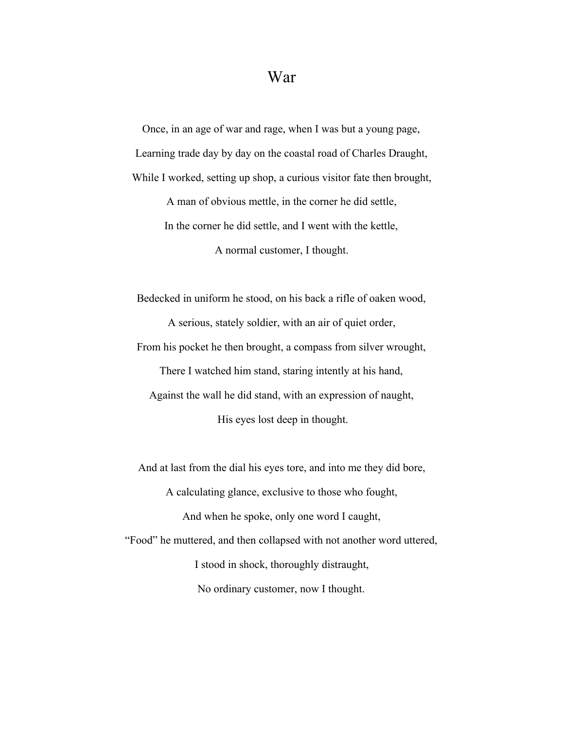# War

Once, in an age of war and rage, when I was but a young page,

Learning trade day by day on the coastal road of Charles Draught,

While I worked, setting up shop, a curious visitor fate then brought,

A man of obvious mettle, in the corner he did settle,

In the corner he did settle, and I went with the kettle,

A normal customer, I thought.

Bedecked in uniform he stood, on his back a rifle of oaken wood,

A serious, stately soldier, with an air of quiet order,

From his pocket he then brought, a compass from silver wrought,

There I watched him stand, staring intently at his hand,

Against the wall he did stand, with an expression of naught,

His eyes lost deep in thought.

And at last from the dial his eyes tore, and into me they did bore,

A calculating glance, exclusive to those who fought,

And when he spoke, only one word I caught,

“Food” he muttered, and then collapsed with not another word uttered,

I stood in shock, thoroughly distraught,

No ordinary customer, now I thought.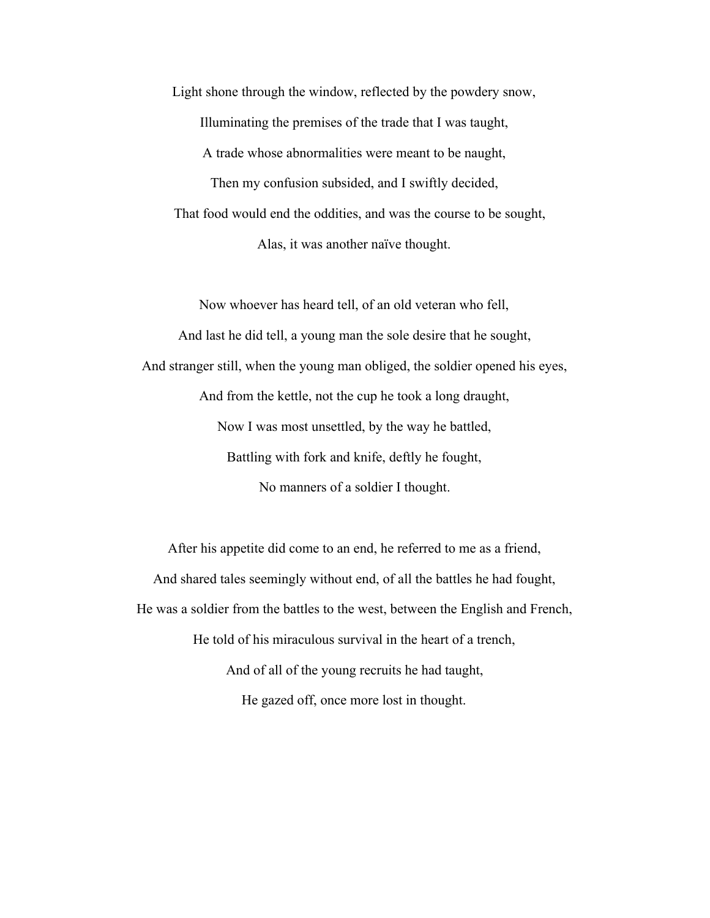Light shone through the window, reflected by the powdery snow,

Illuminating the premises of the trade that I was taught,

A trade whose abnormalities were meant to be naught,

Then my confusion subsided, and I swiftly decided,

That food would end the oddities, and was the course to be sought,

Alas, it was another naïve thought.

Now whoever has heard tell, of an old veteran who fell,

And last he did tell, a young man the sole desire that he sought,

And stranger still, when the young man obliged, the soldier opened his eyes,

And from the kettle, not the cup he took a long draught,

Now I was most unsettled, by the way he battled,

Battling with fork and knife, deftly he fought,

No manners of a soldier I thought.

After his appetite did come to an end, he referred to me as a friend,

And shared tales seemingly without end, of all the battles he had fought,

He was a soldier from the battles to the west, between the English and French,

He told of his miraculous survival in the heart of a trench,

And of all of the young recruits he had taught,

He gazed off, once more lost in thought.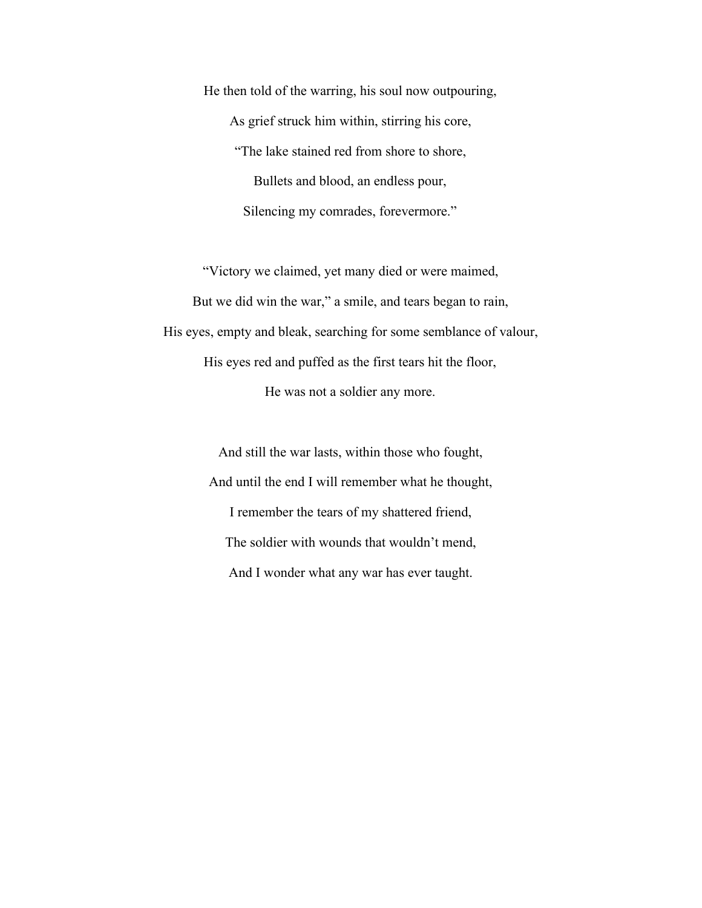He then told of the warring, his soul now outpouring,

As grief struck him within, stirring his core,

"The lake stained red from shore to shore,

Bullets and blood, an endless pour,

Silencing my comrades, forevermore."

"Victory we claimed, yet many died or were maimed,

But we did win the war," a smile, and tears began to rain,

His eyes, empty and bleak, searching for some semblance of valour,

His eyes red and puffed as the first tears hit the floor,

He was not a soldier any more.

And still the war lasts, within those who fought,

And until the end I will remember what he thought,

I remember the tears of my shattered friend,

The soldier with wounds that wouldn't mend,

And I wonder what any war has ever taught.